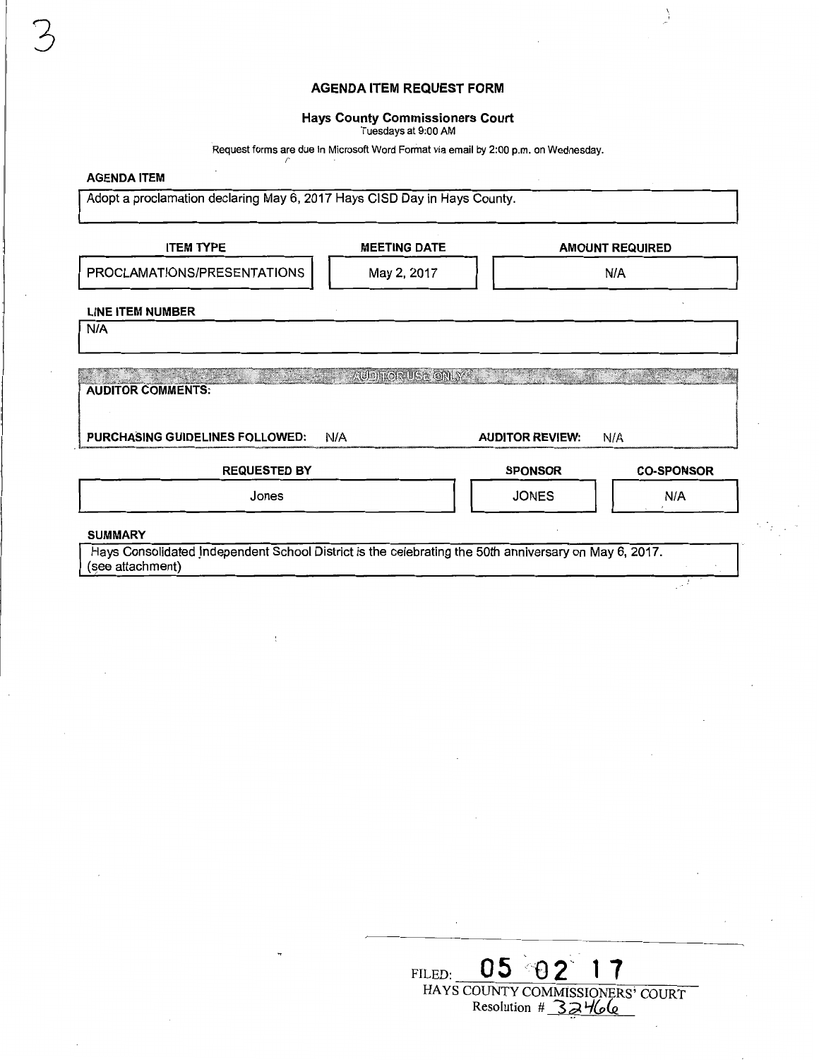3

# AGENDA ITEM REQUEST FORM

**Hays County Commissioners Court**
Tuesdays at 9:00 AM

Request forms are due in Microsoft Word Format via email by 2:00 p.m. on Wednesday.

**AGENDA ITEM**

Adopt a proclamation declaring May 6, 2017 Hays CISD Day in Hays County.

| ITEM TYPE | MEETING DATE | AMOUNT REQUIRED |
| --- | --- | --- |
| PROCLAMATIONS/PRESENTATIONS | May 2, 2017 | N/A |

**LINE ITEM NUMBER**

N/A

AUDITOR USE ONLY

**AUDITOR COMMENTS:**

**PURCHASING GUIDELINES FOLLOWED:** N/A **AUDITOR REVIEW:** N/A

| REQUESTED BY | SPONSOR | CO-SPONSOR |
| --- | --- | --- |
| Jones | JONES | N/A |

**SUMMARY**

Hays Consolidated Independent School District is the celebrating the 50th anniversary on May 6, 2017.
(see attachment)

FILED: 05 02 17
HAYS COUNTY COMMISSIONERS' COURT
Resolution # 32466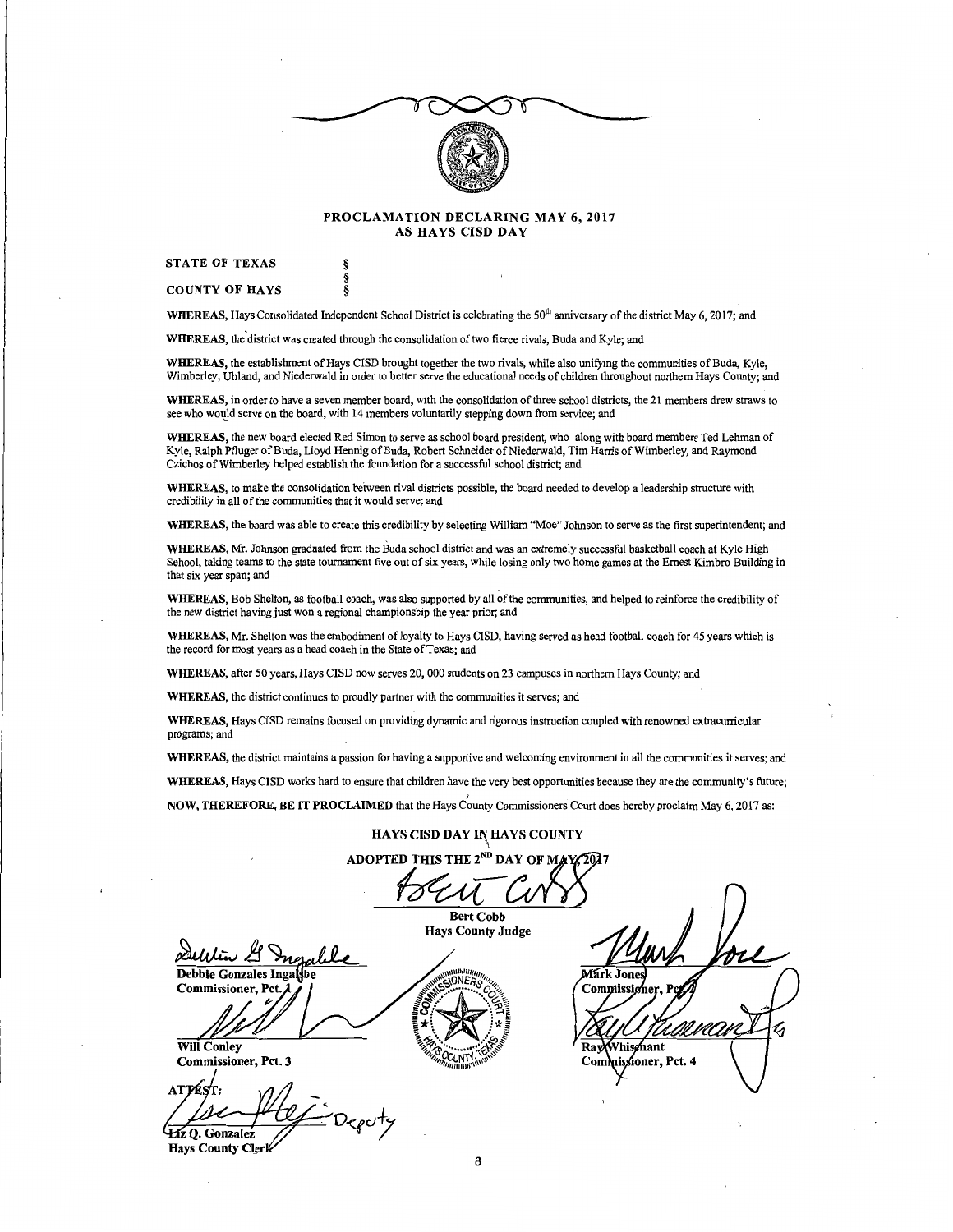**PROCLAMATION DECLARING MAY 6, 2017 AS HAYS CISD DAY**

**STATE OF TEXAS** §
§
**COUNTY OF HAYS** §

**WHEREAS,** Hays Consolidated Independent School District is celebrating the 50th anniversary of the district May 6, 2017; and

**WHEREAS,** the district was created through the consolidation of two fierce rivals, Buda and Kyle; and

**WHEREAS,** the establishment of Hays CISD brought together the two rivals, while also unifying the communities of Buda, Kyle, Wimberley, Uhland, and Niederwald in order to better serve the educational needs of children throughout northern Hays County; and

**WHEREAS,** in order to have a seven member board, with the consolidation of three school districts, the 21 members drew straws to see who would serve on the board, with 14 members voluntarily stepping down from service; and

**WHEREAS,** the new board elected Red Simon to serve as school board president, who along with board members Ted Lehman of Kyle, Ralph Pfluger of Buda, Lloyd Hennig of Buda, Robert Schneider of Niederwald, Tim Harris of Wimberley, and Raymond Czichos of Wimberley helped establish the foundation for a successful school district; and

**WHEREAS,** to make the consolidation between rival districts possible, the board needed to develop a leadership structure with credibility in all of the communities that it would serve; and

**WHEREAS,** the board was able to create this credibility by selecting William "Moe" Johnson to serve as the first superintendent; and

**WHEREAS,** Mr. Johnson graduated from the Buda school district and was an extremely successful basketball coach at Kyle High School, taking teams to the state tournament five out of six years, while losing only two home games at the Ernest Kimbro Building in that six year span; and

**WHEREAS,** Bob Shelton, as football coach, was also supported by all of the communities, and helped to reinforce the credibility of the new district having just won a regional championship the year prior; and

**WHEREAS,** Mr. Shelton was the embodiment of loyalty to Hays CISD, having served as head football coach for 45 years which is the record for most years as a head coach in the State of Texas; and

**WHEREAS,** after 50 years, Hays CISD now serves 20, 000 students on 23 campuses in northern Hays County; and

**WHEREAS,** the district continues to proudly partner with the communities it serves; and

**WHEREAS,** Hays CISD remains focused on providing dynamic and rigorous instruction coupled with renowned extracurricular programs; and

**WHEREAS,** the district maintains a passion for having a supportive and welcoming environment in all the communities it serves; and

**WHEREAS,** Hays CISD works hard to ensure that children have the very best opportunities because they are the community's future;

**NOW, THEREFORE, BE IT PROCLAIMED** that the Hays County Commissioners Court does hereby proclaim May 6, 2017 as:

**HAYS CISD DAY IN HAYS COUNTY**

**ADOPTED THIS THE 2ND DAY OF MAY, 2017**

**Bert Cobb**
**Hays County Judge**

**Debbie Gonzales Ingalsbe**
**Commissioner, Pct. 1**

**Mark Jones**
**Commissioner, Pct. 2**

**Will Conley**
**Commissioner, Pct. 3**

**Ray Whisenant**
**Commissioner, Pct. 4**

**ATTEST:**

Deputy

**Liz Q. Gonzalez**
**Hays County Clerk**